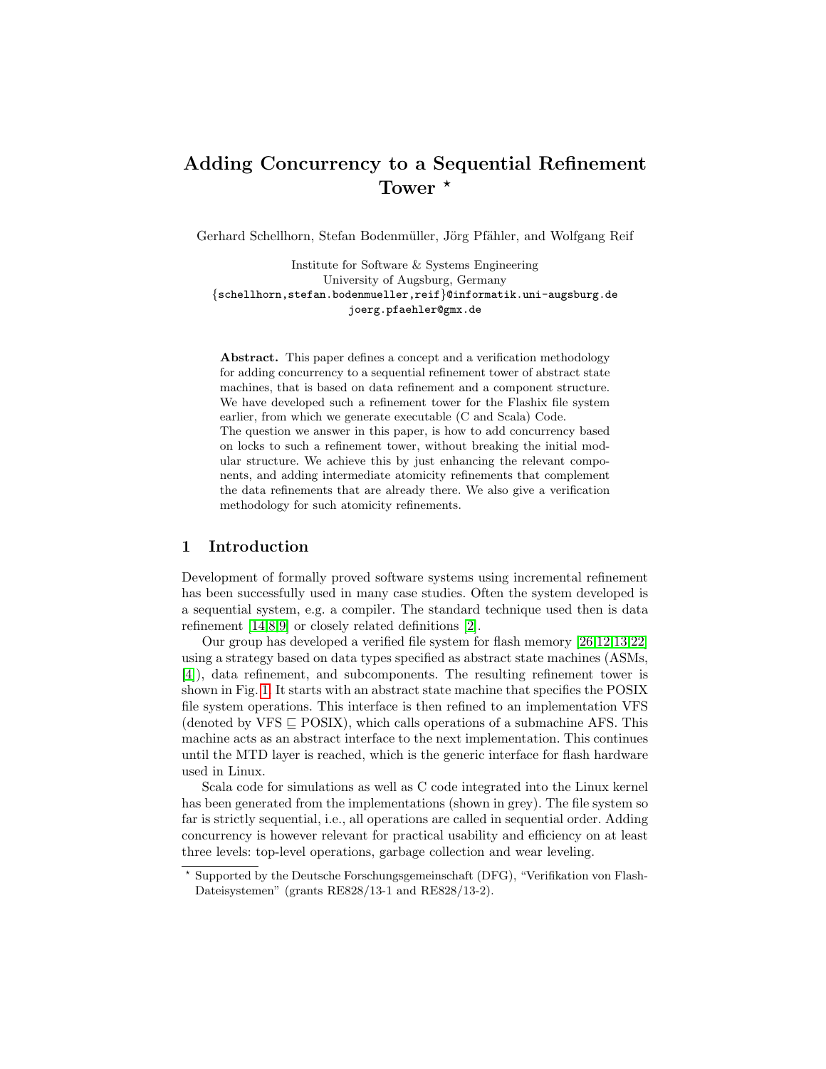# Adding Concurrency to a Sequential Refinement Tower *

Gerhard Schellhorn, Stefan Bodenmüller, Jörg Pfähler, and Wolfgang Reif

Institute for Software & Systems Engineering
University of Augsburg, Germany
{schellhorn,stefan.bodenmueller,reif}@informatik.uni-augsburg.de
joerg.pfaehler@gmx.de

**Abstract.** This paper defines a concept and a verification methodology for adding concurrency to a sequential refinement tower of abstract state machines, that is based on data refinement and a component structure. We have developed such a refinement tower for the Flashix file system earlier, from which we generate executable (C and Scala) Code.
The question we answer in this paper, is how to add concurrency based on locks to such a refinement tower, without breaking the initial modular structure. We achieve this by just enhancing the relevant components, and adding intermediate atomicity refinements that complement the data refinements that are already there. We also give a verification methodology for such atomicity refinements.

## 1 Introduction

Development of formally proved software systems using incremental refinement has been successfully used in many case studies. Often the system developed is a sequential system, e.g. a compiler. The standard technique used then is data refinement [14,8,9] or closely related definitions [2].

Our group has developed a verified file system for flash memory [26,12,13,22] using a strategy based on data types specified as abstract state machines (ASMs, [4]), data refinement, and subcomponents. The resulting refinement tower is shown in Fig. 1. It starts with an abstract state machine that specifies the POSIX file system operations. This interface is then refined to an implementation VFS (denoted by VFS $\sqsubseteq$ POSIX), which calls operations of a submachine AFS. This machine acts as an abstract interface to the next implementation. This continues until the MTD layer is reached, which is the generic interface for flash hardware used in Linux.

Scala code for simulations as well as C code integrated into the Linux kernel has been generated from the implementations (shown in grey). The file system so far is strictly sequential, i.e., all operations are called in sequential order. Adding concurrency is however relevant for practical usability and efficiency on at least three levels: top-level operations, garbage collection and wear leveling.

* Supported by the Deutsche Forschungsgemeinschaft (DFG), "Verifikation von Flash-Dateisystemen" (grants RE828/13-1 and RE828/13-2).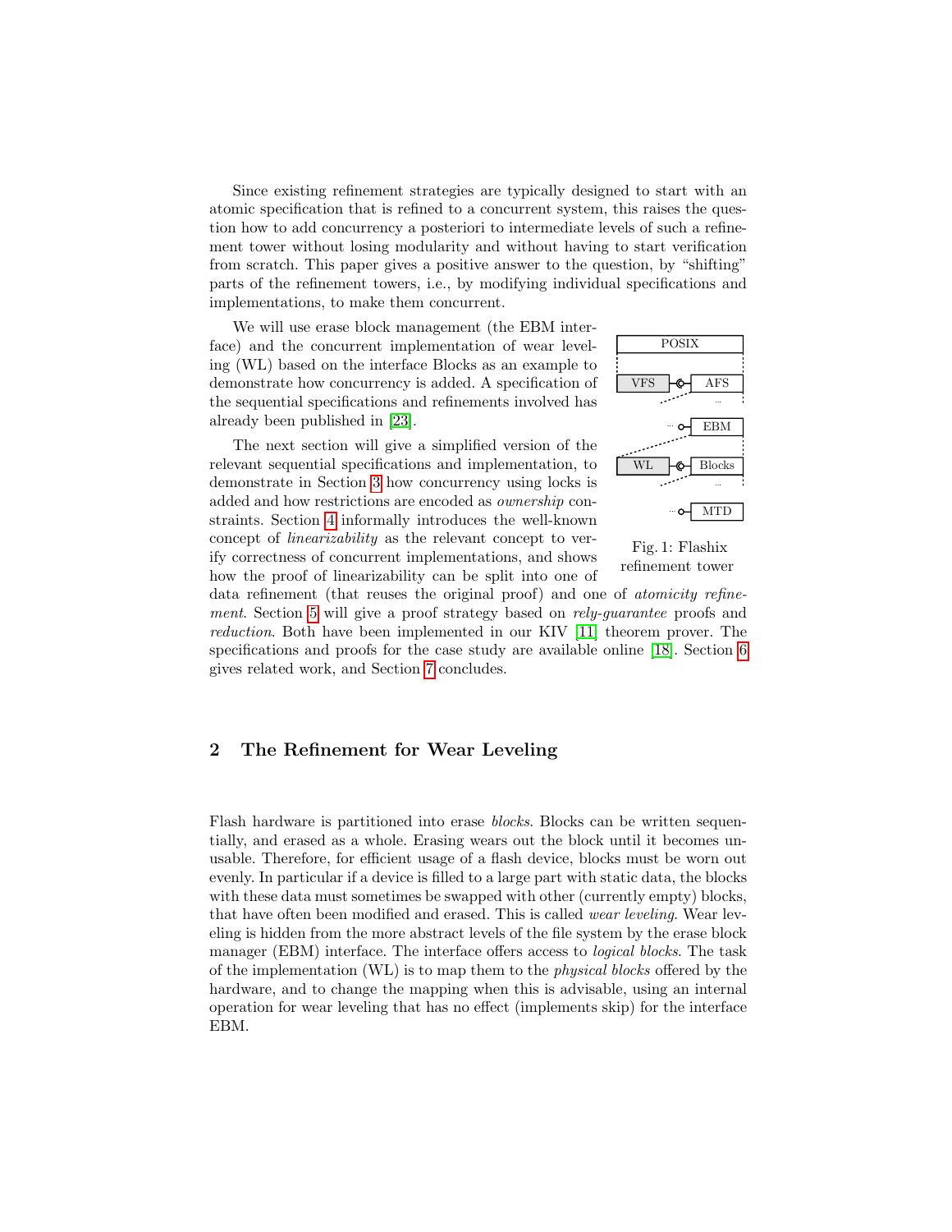Since existing refinement strategies are typically designed to start with an atomic specification that is refined to a concurrent system, this raises the question how to add concurrency a posteriori to intermediate levels of such a refinement tower without losing modularity and without having to start verification from scratch. This paper gives a positive answer to the question, by "shifting" parts of the refinement towers, i.e., by modifying individual specifications and implementations, to make them concurrent.

We will use erase block management (the EBM interface) and the concurrent implementation of wear leveling (WL) based on the interface Blocks as an example to demonstrate how concurrency is added. A specification of the sequential specifications and refinements involved has already been published in [23].

Fig. 1: Flashix refinement tower

The next section will give a simplified version of the relevant sequential specifications and implementation, to demonstrate in Section 3 how concurrency using locks is added and how restrictions are encoded as *ownership* constraints. Section 4 informally introduces the well-known concept of *linearizability* as the relevant concept to verify correctness of concurrent implementations, and shows how the proof of linearizability can be split into one of data refinement (that reuses the original proof) and one of *atomicity refinement*. Section 5 will give a proof strategy based on *rely-guarantee* proofs and *reduction*. Both have been implemented in our KIV [11] theorem prover. The specifications and proofs for the case study are available online [18]. Section 6 gives related work, and Section 7 concludes.

## 2 The Refinement for Wear Leveling

Flash hardware is partitioned into erase *blocks*. Blocks can be written sequentially, and erased as a whole. Erasing wears out the block until it becomes unusable. Therefore, for efficient usage of a flash device, blocks must be worn out evenly. In particular if a device is filled to a large part with static data, the blocks with these data must sometimes be swapped with other (currently empty) blocks, that have often been modified and erased. This is called *wear leveling*. Wear leveling is hidden from the more abstract levels of the file system by the erase block manager (EBM) interface. The interface offers access to *logical blocks*. The task of the implementation (WL) is to map them to the *physical blocks* offered by the hardware, and to change the mapping when this is advisable, using an internal operation for wear leveling that has no effect (implements skip) for the interface EBM.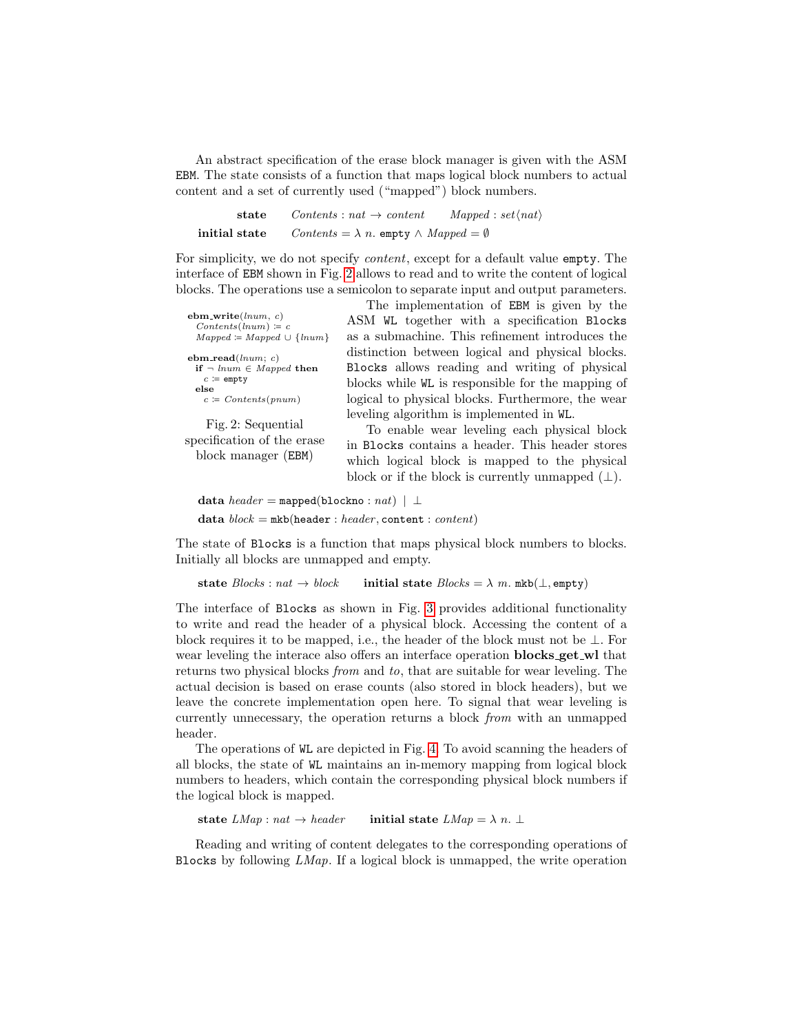An abstract specification of the erase block manager is given with the ASM `EBM`. The state consists of a function that maps logical block numbers to actual content and a set of currently used ("mapped") block numbers.

$$\textbf{state} \quad \mathit{Contents} : \mathit{nat} \to \mathit{content} \qquad \mathit{Mapped} : \mathit{set}\langle \mathit{nat} \rangle$$

$$\textbf{initial state} \quad \mathit{Contents} = \lambda\ n.\ \texttt{empty} \wedge \mathit{Mapped} = \emptyset$$

For simplicity, we do not specify *content*, except for a default value `empty`. The interface of `EBM` shown in Fig. 2 allows to read and to write the content of logical blocks. The operations use a semicolon to separate input and output parameters.

```
ebm_write(lnum, c)
  Contents(lnum) := c
  Mapped := Mapped ∪ {lnum}

ebm_read(lnum; c)
  if ¬ lnum ∈ Mapped then
    c := empty
  else
    c := Contents(pnum)
```

Fig. 2: Sequential specification of the erase block manager (`EBM`)

The implementation of `EBM` is given by the ASM `WL` together with a specification `Blocks` as a submachine. This refinement introduces the distinction between logical and physical blocks. `Blocks` allows reading and writing of physical blocks while `WL` is responsible for the mapping of logical to physical blocks. Furthermore, the wear leveling algorithm is implemented in `WL`.

To enable wear leveling each physical block in `Blocks` contains a header. This header stores which logical block is mapped to the physical block or if the block is currently unmapped ($\bot$).

$$\textbf{data}\ \mathit{header} = \texttt{mapped}(\texttt{blockno} : \mathit{nat})\ \mid\ \bot$$

$$\textbf{data}\ \mathit{block} = \texttt{mkb}(\texttt{header} : \mathit{header}, \texttt{content} : \mathit{content})$$

The state of `Blocks` is a function that maps physical block numbers to blocks. Initially all blocks are unmapped and empty.

$$\textbf{state}\ \mathit{Blocks} : \mathit{nat} \to \mathit{block} \qquad \textbf{initial state}\ \mathit{Blocks} = \lambda\ m.\ \texttt{mkb}(\bot, \texttt{empty})$$

The interface of `Blocks` as shown in Fig. 3 provides additional functionality to write and read the header of a physical block. Accessing the content of a block requires it to be mapped, i.e., the header of the block must not be $\bot$. For wear leveling the interace also offers an interface operation **blocks_get_wl** that returns two physical blocks *from* and *to*, that are suitable for wear leveling. The actual decision is based on erase counts (also stored in block headers), but we leave the concrete implementation open here. To signal that wear leveling is currently unnecessary, the operation returns a block *from* with an unmapped header.

The operations of `WL` are depicted in Fig. 4. To avoid scanning the headers of all blocks, the state of `WL` maintains an in-memory mapping from logical block numbers to headers, which contain the corresponding physical block numbers if the logical block is mapped.

$$\textbf{state}\ \mathit{LMap} : \mathit{nat} \to \mathit{header} \qquad \textbf{initial state}\ \mathit{LMap} = \lambda\ n.\ \bot$$

Reading and writing of content delegates to the corresponding operations of `Blocks` by following *LMap*. If a logical block is unmapped, the write operation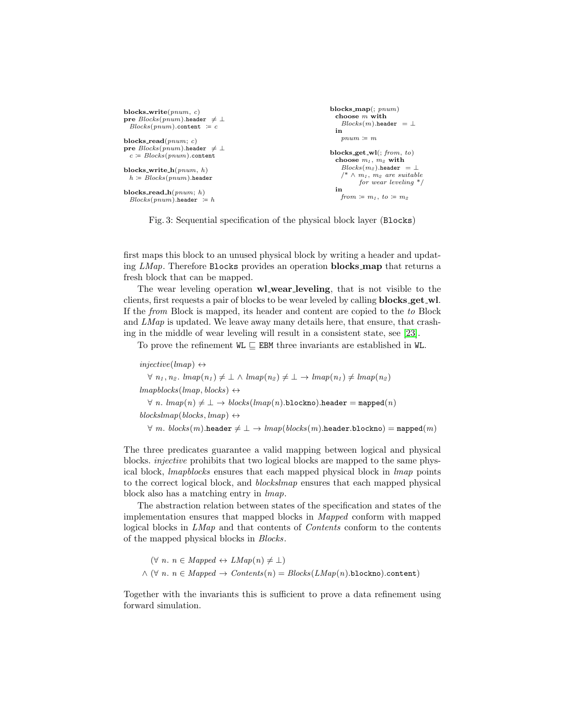```
blocks_write(pnum, c)
pre Blocks(pnum).header ≠ ⊥
  Blocks(pnum).content := c

blocks_read(pnum; c)
pre Blocks(pnum).header ≠ ⊥
  c := Blocks(pnum).content

blocks_write_h(pnum, h)
  h := Blocks(pnum).header

blocks_read_h(pnum; h)
  Blocks(pnum).header := h
```

```
blocks_map(; pnum)
  choose m with
    Blocks(m).header = ⊥
  in
    pnum := m

blocks_get_wl(; from, to)
  choose m1, m2 with
    Blocks(m2).header = ⊥
    /* ∧ m1, m2 are suitable
         for wear leveling */
  in
    from := m1, to := m2
```

Fig. 3: Sequential specification of the physical block layer (Blocks)

first maps this block to an unused physical block by writing a header and updating *LMap*. Therefore Blocks provides an operation **blocks_map** that returns a fresh block that can be mapped.

The wear leveling operation **wl_wear_leveling**, that is not visible to the clients, first requests a pair of blocks to be wear leveled by calling **blocks_get_wl**. If the *from* Block is mapped, its header and content are copied to the *to* Block and *LMap* is updated. We leave away many details here, that ensure, that crashing in the middle of wear leveling will result in a consistent state, see [23].

To prove the refinement WL $\sqsubseteq$ EBM three invariants are established in WL.

$$
\begin{aligned}
&\mathit{injective}(\mathit{lmap}) \leftrightarrow \\
&\quad \forall\, n_1, n_2.\ \mathit{lmap}(n_1) \neq \bot \wedge \mathit{lmap}(n_2) \neq \bot \rightarrow \mathit{lmap}(n_1) \neq \mathit{lmap}(n_2) \\
&\mathit{lmapblocks}(\mathit{lmap}, \mathit{blocks}) \leftrightarrow \\
&\quad \forall\, n.\ \mathit{lmap}(n) \neq \bot \rightarrow \mathit{blocks}(\mathit{lmap}(n).\mathtt{blockno}).\mathtt{header} = \mathtt{mapped}(n) \\
&\mathit{blockslmap}(\mathit{blocks}, \mathit{lmap}) \leftrightarrow \\
&\quad \forall\, m.\ \mathit{blocks}(m).\mathtt{header} \neq \bot \rightarrow \mathit{lmap}(\mathit{blocks}(m).\mathtt{header}.\mathtt{blockno}) = \mathtt{mapped}(m)
\end{aligned}
$$

The three predicates guarantee a valid mapping between logical and physical blocks. *injective* prohibits that two logical blocks are mapped to the same physical block, *lmapblocks* ensures that each mapped physical block in *lmap* points to the correct logical block, and *blockslmap* ensures that each mapped physical block also has a matching entry in *lmap*.

The abstraction relation between states of the specification and states of the implementation ensures that mapped blocks in *Mapped* conform with mapped logical blocks in *LMap* and that contents of *Contents* conform to the contents of the mapped physical blocks in *Blocks*.

$$
\begin{aligned}
&(\forall\, n.\ n \in \mathit{Mapped} \leftrightarrow \mathit{LMap}(n) \neq \bot) \\
\wedge\ &(\forall\, n.\ n \in \mathit{Mapped} \rightarrow \mathit{Contents}(n) = \mathit{Blocks}(\mathit{LMap}(n).\mathtt{blockno}).\mathtt{content})
\end{aligned}
$$

Together with the invariants this is sufficient to prove a data refinement using forward simulation.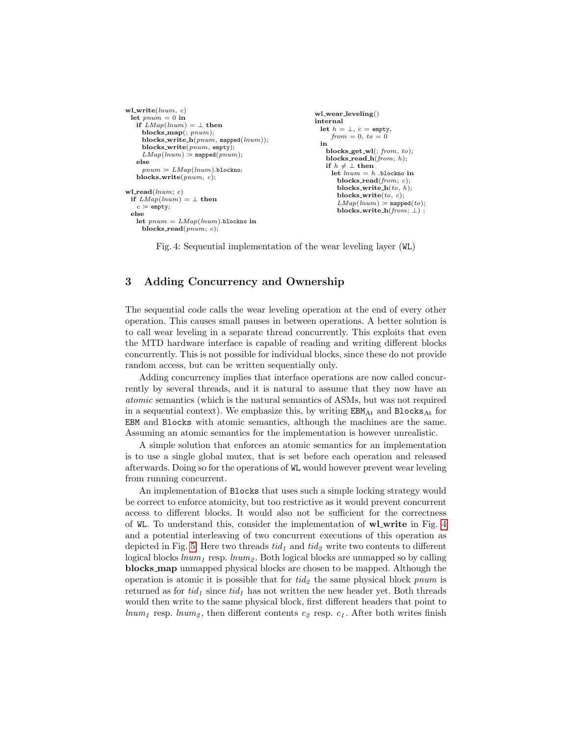```
wl_write(lnum, c)
  let pnum = 0 in
    if LMap(lnum) = ⊥ then
      blocks_map(; pnum);
      blocks_write_h(pnum, mapped(lnum));
      blocks_write(pnum, empty);
      LMap(lnum) := mapped(pnum);
    else
      pnum := LMap(lnum).blockno;
    blocks_write(pnum, c);

wl_read(lnum; c)
  if LMap(lnum) = ⊥ then
    c := empty;
  else
    let pnum = LMap(lnum).blockno in
      blocks_read(pnum; c);
```

```
wl_wear_leveling()
internal
  let h = ⊥, c = empty,
      from = 0, to = 0
  in
    blocks_get_wl(; from, to);
    blocks_read_h(from; h);
    if h ≠ ⊥ then
      let lnum = h .blockno in
        blocks_read(from; c);
        blocks_write_h(to, h);
        blocks_write(to, c);
        LMap(lnum) := mapped(to);
        blocks_write_h(from; ⊥) ;
```

Fig. 4: Sequential implementation of the wear leveling layer (WL)

## 3 Adding Concurrency and Ownership

The sequential code calls the wear leveling operation at the end of every other operation. This causes small pauses in between operations. A better solution is to call wear leveling in a separate thread concurrently. This exploits that even the MTD hardware interface is capable of reading and writing different blocks concurrently. This is not possible for individual blocks, since these do not provide random access, but can be written sequentially only.

Adding concurrency implies that interface operations are now called concurrently by several threads, and it is natural to assume that they now have an *atomic* semantics (which is the natural semantics of ASMs, but was not required in a sequential context). We emphasize this, by writing $\texttt{EBM}_{\text{At}}$ and $\texttt{Blocks}_{\text{At}}$ for EBM and Blocks with atomic semantics, although the machines are the same. Assuming an atomic semantics for the implementation is however unrealistic.

A simple solution that enforces an atomic semantics for an implementation is to use a single global mutex, that is set before each operation and released afterwards. Doing so for the operations of WL would however prevent wear leveling from running concurrent.

An implementation of Blocks that uses such a simple locking strategy would be correct to enforce atomicity, but too restrictive as it would prevent concurrent access to different blocks. It would also not be sufficient for the correctness of WL. To understand this, consider the implementation of **wl_write** in Fig. 4 and a potential interleaving of two concurrent executions of this operation as depicted in Fig. 5. Here two threads $tid_1$ and $tid_2$ write two contents to different logical blocks $lnum_1$ resp. $lnum_2$. Both logical blocks are unmapped so by calling **blocks_map** unmapped physical blocks are chosen to be mapped. Although the operation is atomic it is possible that for $tid_2$ the same physical block $pnum$ is returned as for $tid_1$ since $tid_1$ has not written the new header yet. Both threads would then write to the same physical block, first different headers that point to $lnum_1$ resp. $lnum_2$, then different contents $c_2$ resp. $c_1$. After both writes finish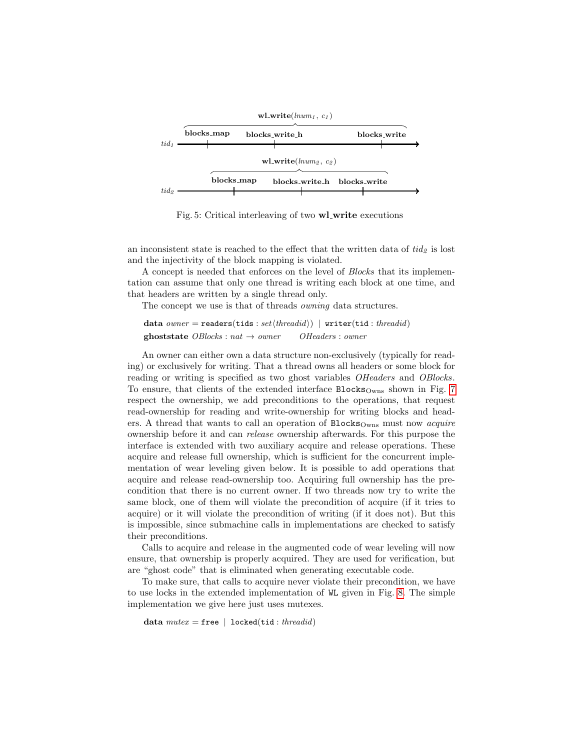**wl_write**($lnum_1$, $c_1$)

$tid_1$: **blocks_map** — **blocks_write_h** — **blocks_write**

**wl_write**($lnum_2$, $c_2$)

$tid_2$: **blocks_map** — **blocks_write_h** — **blocks_write**

Fig. 5: Critical interleaving of two **wl_write** executions

an inconsistent state is reached to the effect that the written data of $tid_2$ is lost and the injectivity of the block mapping is violated.

A concept is needed that enforces on the level of *Blocks* that its implementation can assume that only one thread is writing each block at one time, and that headers are written by a single thread only.

The concept we use is that of threads *owning* data structures.

**data** $owner$ = `readers(tids` : $set\langle threadid \rangle$`)` | `writer(tid` : $threadid$`)`
**ghoststate** $OBlocks : nat \rightarrow owner$ $\quad$ $OHeaders : owner$

An owner can either own a data structure non-exclusively (typically for reading) or exclusively for writing. That a thread owns all headers or some block for reading or writing is specified as two ghost variables *OHeaders* and *OBlocks*. To ensure, that clients of the extended interface $\texttt{Blocks}_{\text{Owns}}$ shown in Fig. 7 respect the ownership, we add preconditions to the operations, that request read-ownership for reading and write-ownership for writing blocks and headers. A thread that wants to call an operation of $\texttt{Blocks}_{\text{Owns}}$ must now *acquire* ownership before it and can *release* ownership afterwards. For this purpose the interface is extended with two auxiliary acquire and release operations. These acquire and release full ownership, which is sufficient for the concurrent implementation of wear leveling given below. It is possible to add operations that acquire and release read-ownership too. Acquiring full ownership has the precondition that there is no current owner. If two threads now try to write the same block, one of them will violate the precondition of acquire (if it tries to acquire) or it will violate the precondition of writing (if it does not). But this is impossible, since submachine calls in implementations are checked to satisfy their preconditions.

Calls to acquire and release in the augmented code of wear leveling will now ensure, that ownership is properly acquired. They are used for verification, but are "ghost code" that is eliminated when generating executable code.

To make sure, that calls to acquire never violate their precondition, we have to use locks in the extended implementation of `WL` given in Fig. 8. The simple implementation we give here just uses mutexes.

**data** $mutex$ = `free` | `locked(tid` : $threadid$`)`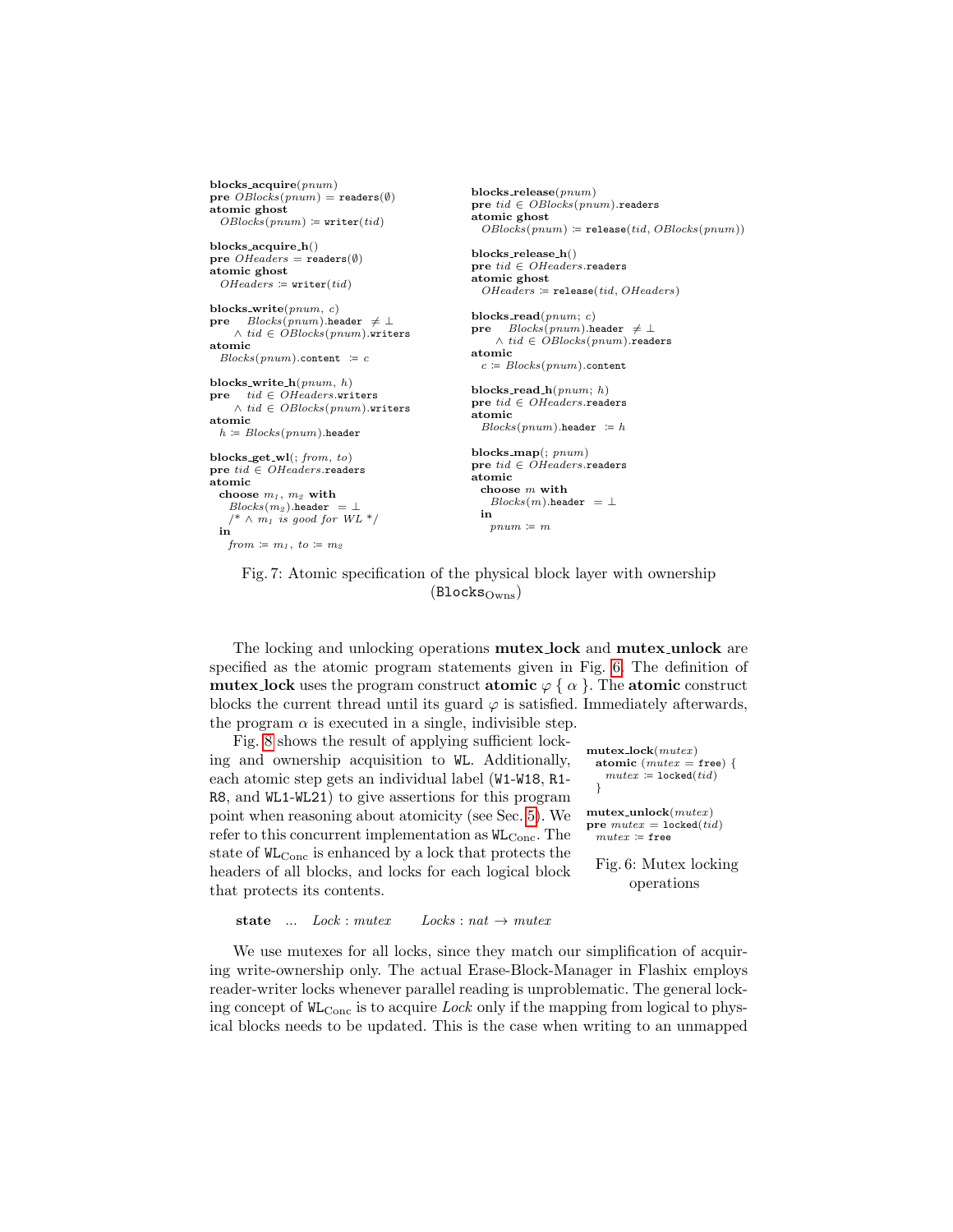```
blocks_acquire(pnum)
pre OBlocks(pnum) = readers(∅)
atomic ghost
  OBlocks(pnum) ≔ writer(tid)

blocks_acquire_h()
pre OHeaders = readers(∅)
atomic ghost
  OHeaders ≔ writer(tid)

blocks_write(pnum, c)
pre    Blocks(pnum).header ≠ ⊥
     ∧ tid ∈ OBlocks(pnum).writers
atomic
  Blocks(pnum).content ≔ c

blocks_write_h(pnum, h)
pre    tid ∈ OHeaders.writers
     ∧ tid ∈ OBlocks(pnum).writers
atomic
  h ≔ Blocks(pnum).header

blocks_get_wl(; from, to)
pre tid ∈ OHeaders.readers
atomic
  choose m1, m2 with
    Blocks(m2).header = ⊥
    /* ∧ m1 is good for WL */
  in
    from ≔ m1, to ≔ m2
```

```
blocks_release(pnum)
pre tid ∈ OBlocks(pnum).readers
atomic ghost
  OBlocks(pnum) ≔ release(tid, OBlocks(pnum))

blocks_release_h()
pre tid ∈ OHeaders.readers
atomic ghost
  OHeaders ≔ release(tid, OHeaders)

blocks_read(pnum; c)
pre    Blocks(pnum).header ≠ ⊥
     ∧ tid ∈ OBlocks(pnum).readers
atomic
  c ≔ Blocks(pnum).content

blocks_read_h(pnum; h)
pre tid ∈ OHeaders.readers
atomic
  Blocks(pnum).header ≔ h

blocks_map(; pnum)
pre tid ∈ OHeaders.readers
atomic
  choose m with
    Blocks(m).header = ⊥
  in
    pnum ≔ m
```

Fig. 7: Atomic specification of the physical block layer with ownership ($\mathtt{Blocks}_{\mathrm{Owns}}$)

The locking and unlocking operations **mutex_lock** and **mutex_unlock** are specified as the atomic program statements given in Fig. 6. The definition of **mutex_lock** uses the program construct **atomic** $\varphi$ { $\alpha$ }. The **atomic** construct blocks the current thread until its guard $\varphi$ is satisfied. Immediately afterwards, the program $\alpha$ is executed in a single, indivisible step.

```
mutex_lock(mutex)
  atomic (mutex = free) {
    mutex ≔ locked(tid)
  }

mutex_unlock(mutex)
pre mutex = locked(tid)
  mutex ≔ free
```

Fig. 6: Mutex locking operations

Fig. 8 shows the result of applying sufficient locking and ownership acquisition to WL. Additionally, each atomic step gets an individual label (W1-W18, R1-R8, and WL1-WL21) to give assertions for this program point when reasoning about atomicity (see Sec. 5). We refer to this concurrent implementation as $\mathtt{WL}_{\mathrm{Conc}}$. The state of $\mathtt{WL}_{\mathrm{Conc}}$ is enhanced by a lock that protects the headers of all blocks, and locks for each logical block that protects its contents.

**state** ... *Lock* : *mutex* *Locks* : *nat* → *mutex*

We use mutexes for all locks, since they match our simplification of acquiring write-ownership only. The actual Erase-Block-Manager in Flashix employs reader-writer locks whenever parallel reading is unproblematic. The general locking concept of $\mathtt{WL}_{\mathrm{Conc}}$ is to acquire *Lock* only if the mapping from logical to physical blocks needs to be updated. This is the case when writing to an unmapped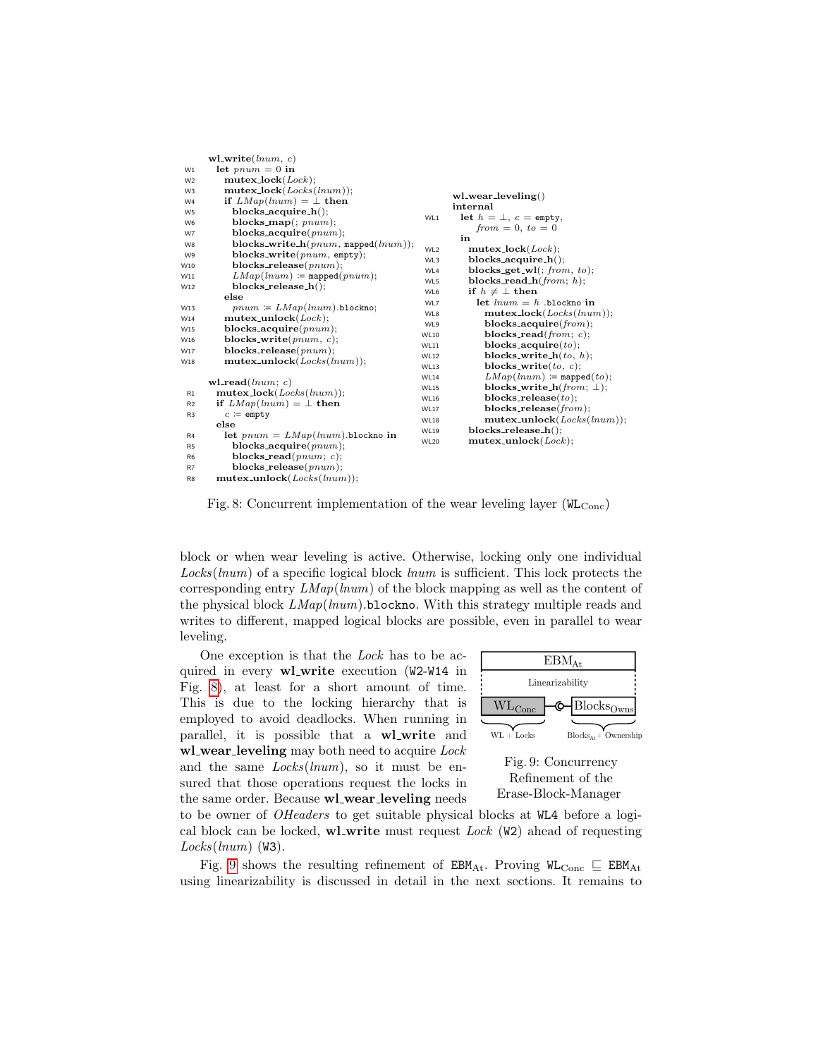```
     wl_write(lnum, c)
W1     let pnum = 0 in
W2       mutex_lock(Lock);
W3       mutex_lock(Locks(lnum));
W4       if LMap(lnum) = ⊥ then
W5         blocks_acquire_h();
W6         blocks_map(; pnum);
W7         blocks_acquire(pnum);
W8         blocks_write_h(pnum, mapped(lnum));
W9         blocks_write(pnum, empty);
W10        blocks_release(pnum);
W11        LMap(lnum) := mapped(pnum);
W12        blocks_release_h();
         else
W13        pnum := LMap(lnum).blockno;
W14      mutex_unlock(Lock);
W15      blocks_acquire(pnum);
W16      blocks_write(pnum, c);
W17      blocks_release(pnum);
W18      mutex_unlock(Locks(lnum));

     wl_read(lnum; c)
R1     mutex_lock(Locks(lnum));
R2     if LMap(lnum) = ⊥ then
R3       c := empty
       else
R4       let pnum = LMap(lnum).blockno in
R5         blocks_acquire(pnum);
R6         blocks_read(pnum; c);
R7         blocks_release(pnum);
R8     mutex_unlock(Locks(lnum));
```

```
      wl_wear_leveling()
      internal
WL1     let h = ⊥, c = empty,
            from = 0, to = 0
        in
WL2       mutex_lock(Lock);
WL3       blocks_acquire_h();
WL4       blocks_get_wl(; from, to);
WL5       blocks_read_h(from; h);
WL6       if h ≠ ⊥ then
WL7         let lnum = h .blockno in
WL8           mutex_lock(Locks(lnum));
WL9           blocks_acquire(from);
WL10          blocks_read(from; c);
WL11          blocks_acquire(to);
WL12          blocks_write_h(to, h);
WL13          blocks_write(to, c);
WL14          LMap(lnum) := mapped(to);
WL15          blocks_write_h(from; ⊥);
WL16          blocks_release(to);
WL17          blocks_release(from);
WL18          mutex_unlock(Locks(lnum));
WL19      blocks_release_h();
WL20      mutex_unlock(Lock);
```

Fig. 8: Concurrent implementation of the wear leveling layer ($\texttt{WL}_{\text{Conc}}$)

block or when wear leveling is active. Otherwise, locking only one individual *Locks*(*lnum*) of a specific logical block *lnum* is sufficient. This lock protects the corresponding entry *LMap*(*lnum*) of the block mapping as well as the content of the physical block *LMap*(*lnum*).`blockno`. With this strategy multiple reads and writes to different, mapped logical blocks are possible, even in parallel to wear leveling.

One exception is that the *Lock* has to be acquired in every **wl_write** execution (`W2`-`W14` in Fig. 8), at least for a short amount of time. This is due to the locking hierarchy that is employed to avoid deadlocks. When running in parallel, it is possible that a **wl_write** and **wl_wear_leveling** may both need to acquire *Lock* and the same *Locks*(*lnum*), so it must be ensured that those operations request the locks in the same order. Because **wl_wear_leveling** needs to be owner of *OHeaders* to get suitable physical blocks at `WL4` before a logical block can be locked, **wl_write** must request *Lock* (`W2`) ahead of requesting *Locks*(*lnum*) (`W3`).

| $\text{EBM}_{\text{At}}$ | |
|---|---|
| Linearizability | |
| $\text{WL}_{\text{Conc}}$ | $\text{Blocks}_{\text{Owns}}$ |
| WL + Locks | $\text{Blocks}_{\text{At}}$ + Ownership |

Fig. 9: Concurrency Refinement of the Erase-Block-Manager

Fig. 9 shows the resulting refinement of $\texttt{EBM}_{\text{At}}$. Proving $\texttt{WL}_{\text{Conc}} \sqsubseteq \texttt{EBM}_{\text{At}}$ using linearizability is discussed in detail in the next sections. It remains to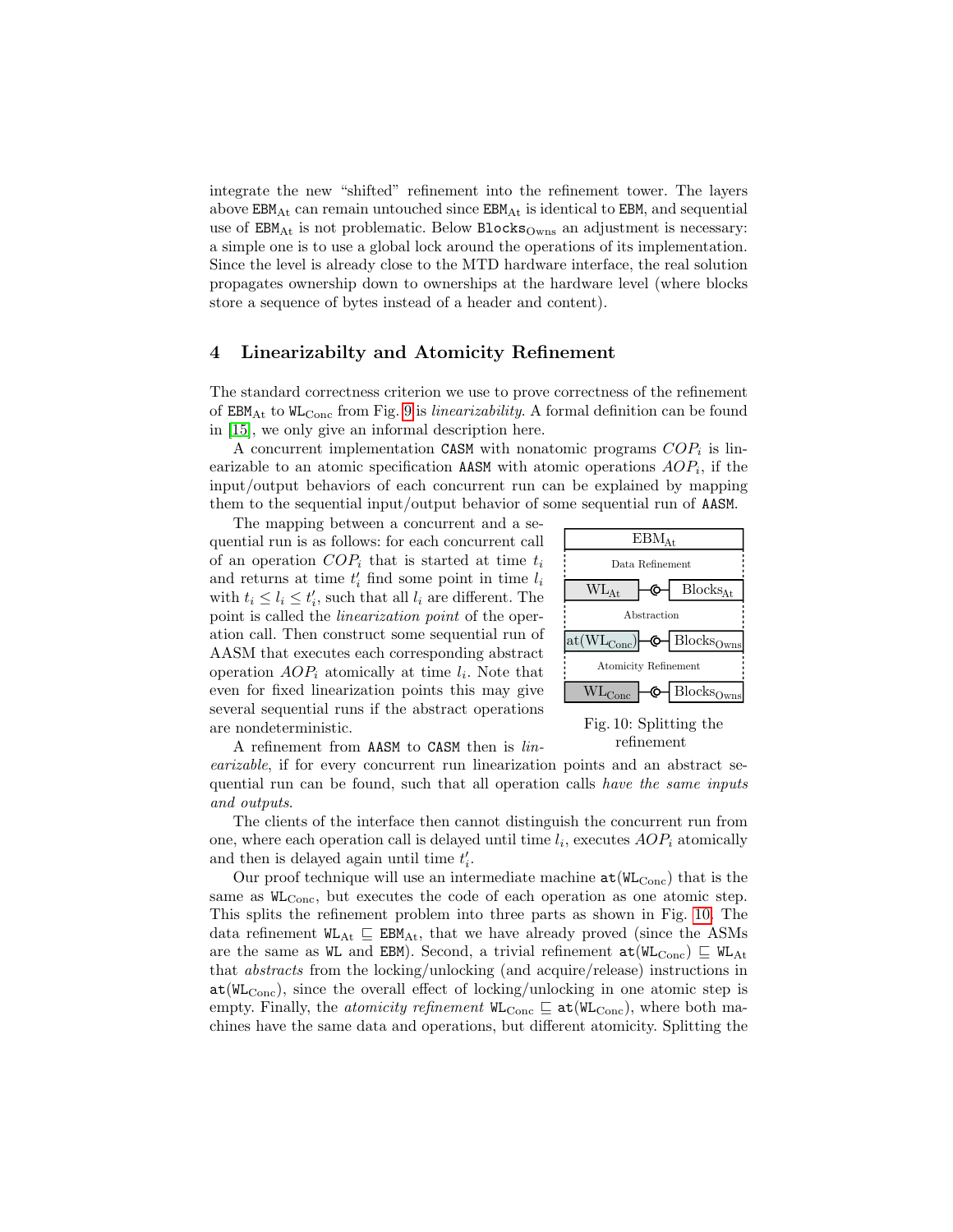integrate the new "shifted" refinement into the refinement tower. The layers above $\texttt{EBM}_{\text{At}}$ can remain untouched since $\texttt{EBM}_{\text{At}}$ is identical to EBM, and sequential use of $\texttt{EBM}_{\text{At}}$ is not problematic. Below $\texttt{Blocks}_{\text{Owns}}$ an adjustment is necessary: a simple one is to use a global lock around the operations of its implementation. Since the level is already close to the MTD hardware interface, the real solution propagates ownership down to ownerships at the hardware level (where blocks store a sequence of bytes instead of a header and content).

## 4 Linearizabilty and Atomicity Refinement

The standard correctness criterion we use to prove correctness of the refinement of $\texttt{EBM}_{\text{At}}$ to $\texttt{WL}_{\text{Conc}}$ from Fig. 9 is *linearizability*. A formal definition can be found in [15], we only give an informal description here.

A concurrent implementation CASM with nonatomic programs $COP_i$ is linearizable to an atomic specification AASM with atomic operations $AOP_i$, if the input/output behaviors of each concurrent run can be explained by mapping them to the sequential input/output behavior of some sequential run of AASM.

The mapping between a concurrent and a sequential run is as follows: for each concurrent call of an operation $COP_i$ that is started at time $t_i$ and returns at time $t'_i$ find some point in time $l_i$ with $t_i \leq l_i \leq t'_i$, such that all $l_i$ are different. The point is called the *linearization point* of the operation call. Then construct some sequential run of AASM that executes each corresponding abstract operation $AOP_i$ atomically at time $l_i$. Note that even for fixed linearization points this may give several sequential runs if the abstract operations are nondeterministic.

Fig. 10: Splitting the refinement

A refinement from AASM to CASM then is *linearizable*, if for every concurrent run linearization points and an abstract sequential run can be found, such that all operation calls *have the same inputs and outputs*.

The clients of the interface then cannot distinguish the concurrent run from one, where each operation call is delayed until time $l_i$, executes $AOP_i$ atomically and then is delayed again until time $t'_i$.

Our proof technique will use an intermediate machine $\texttt{at}(\texttt{WL}_{\text{Conc}})$ that is the same as $\texttt{WL}_{\text{Conc}}$, but executes the code of each operation as one atomic step. This splits the refinement problem into three parts as shown in Fig. 10. The data refinement $\texttt{WL}_{\text{At}} \sqsubseteq \texttt{EBM}_{\text{At}}$, that we have already proved (since the ASMs are the same as WL and EBM). Second, a trivial refinement $\texttt{at}(\texttt{WL}_{\text{Conc}}) \sqsubseteq \texttt{WL}_{\text{At}}$ that *abstracts* from the locking/unlocking (and acquire/release) instructions in $\texttt{at}(\texttt{WL}_{\text{Conc}})$, since the overall effect of locking/unlocking in one atomic step is empty. Finally, the *atomicity refinement* $\texttt{WL}_{\text{Conc}} \sqsubseteq \texttt{at}(\texttt{WL}_{\text{Conc}})$, where both machines have the same data and operations, but different atomicity. Splitting the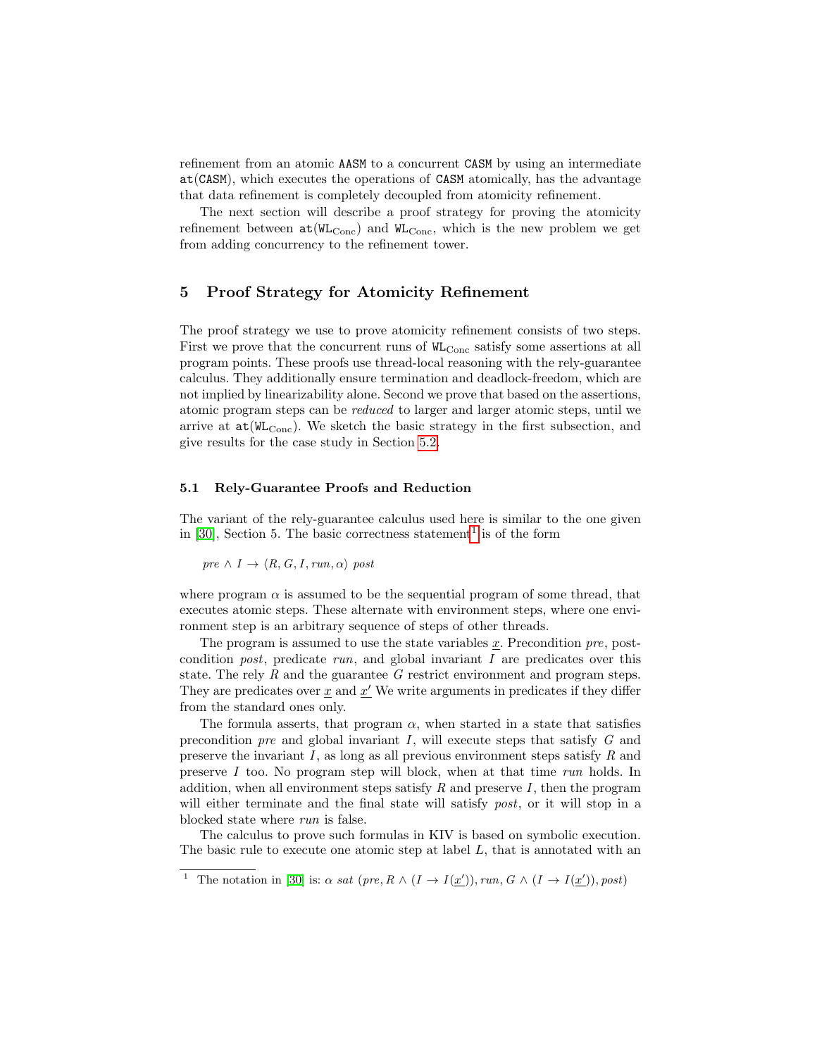refinement from an atomic `AASM` to a concurrent `CASM` by using an intermediate `at(CASM)`, which executes the operations of `CASM` atomically, has the advantage that data refinement is completely decoupled from atomicity refinement.

The next section will describe a proof strategy for proving the atomicity refinement between $\mathtt{at}(\mathtt{WL}_{\mathrm{Conc}})$ and $\mathtt{WL}_{\mathrm{Conc}}$, which is the new problem we get from adding concurrency to the refinement tower.

## 5 Proof Strategy for Atomicity Refinement

The proof strategy we use to prove atomicity refinement consists of two steps. First we prove that the concurrent runs of $\mathtt{WL}_{\mathrm{Conc}}$ satisfy some assertions at all program points. These proofs use thread-local reasoning with the rely-guarantee calculus. They additionally ensure termination and deadlock-freedom, which are not implied by linearizability alone. Second we prove that based on the assertions, atomic program steps can be *reduced* to larger and larger atomic steps, until we arrive at $\mathtt{at}(\mathtt{WL}_{\mathrm{Conc}})$. We sketch the basic strategy in the first subsection, and give results for the case study in Section 5.2.

### 5.1 Rely-Guarantee Proofs and Reduction

The variant of the rely-guarantee calculus used here is similar to the one given in [30], Section 5. The basic correctness statement[1] is of the form

$$pre \wedge I \rightarrow \langle R, G, I, run, \alpha \rangle \; post$$

where program $\alpha$ is assumed to be the sequential program of some thread, that executes atomic steps. These alternate with environment steps, where one environment step is an arbitrary sequence of steps of other threads.

The program is assumed to use the state variables $\underline{x}$. Precondition *pre*, postcondition *post*, predicate *run*, and global invariant $I$ are predicates over this state. The rely $R$ and the guarantee $G$ restrict environment and program steps. They are predicates over $\underline{x}$ and $\underline{x}'$ We write arguments in predicates if they differ from the standard ones only.

The formula asserts, that program $\alpha$, when started in a state that satisfies precondition *pre* and global invariant $I$, will execute steps that satisfy $G$ and preserve the invariant $I$, as long as all previous environment steps satisfy $R$ and preserve $I$ too. No program step will block, when at that time *run* holds. In addition, when all environment steps satisfy $R$ and preserve $I$, then the program will either terminate and the final state will satisfy *post*, or it will stop in a blocked state where *run* is false.

The calculus to prove such formulas in KIV is based on symbolic execution. The basic rule to execute one atomic step at label $L$, that is annotated with an

[1] The notation in [30] is: $\alpha \; sat \; (pre, R \wedge (I \rightarrow I(\underline{x}')), run, G \wedge (I \rightarrow I(\underline{x}')), post)$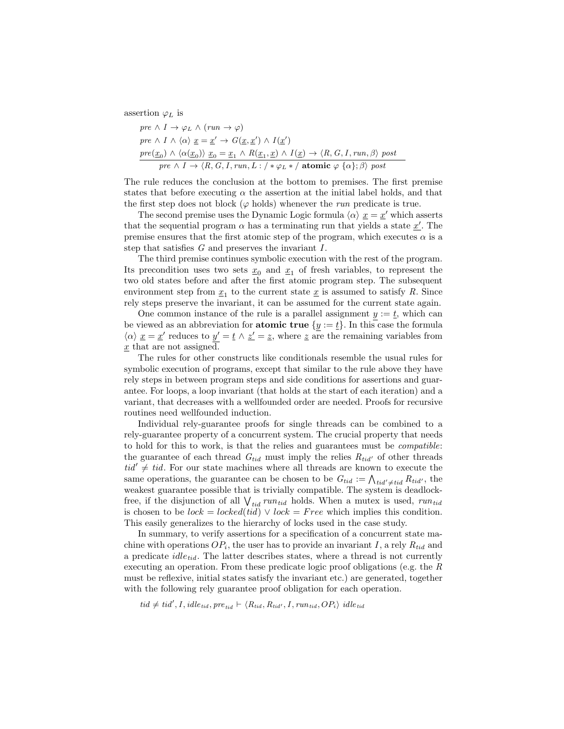assertion $\varphi_L$ is

$$\frac{\begin{array}{l} pre \wedge I \rightarrow \varphi_L \wedge (run \rightarrow \varphi) \\ pre \wedge I \wedge \langle\alpha\rangle\ \underline{x} = \underline{x}' \rightarrow G(\underline{x}, \underline{x}') \wedge I(\underline{x}') \\ pre(\underline{x}_0) \wedge \langle\alpha(\underline{x}_0)\rangle\ \underline{x}_0 = \underline{x}_1 \wedge R(\underline{x}_1, \underline{x}) \wedge I(\underline{x}) \rightarrow \langle R, G, I, run, \beta\rangle\ post \end{array}}{pre \wedge I \rightarrow \langle R, G, I, run, L : /*\ \varphi_L\ */\ \textbf{atomic}\ \varphi\ \{\alpha\}; \beta\rangle\ post}$$

The rule reduces the conclusion at the bottom to premises. The first premise states that before executing $\alpha$ the assertion at the initial label holds, and that the first step does not block ($\varphi$ holds) whenever the *run* predicate is true.

The second premise uses the Dynamic Logic formula $\langle\alpha\rangle\ \underline{x} = \underline{x}'$ which asserts that the sequential program $\alpha$ has a terminating run that yields a state $\underline{x}'$. The premise ensures that the first atomic step of the program, which executes $\alpha$ is a step that satisfies $G$ and preserves the invariant $I$.

The third premise continues symbolic execution with the rest of the program. Its precondition uses two sets $\underline{x}_0$ and $\underline{x}_1$ of fresh variables, to represent the two old states before and after the first atomic program step. The subsequent environment step from $\underline{x}_1$ to the current state $\underline{x}$ is assumed to satisfy $R$. Since rely steps preserve the invariant, it can be assumed for the current state again.

One common instance of the rule is a parallel assignment $\underline{y} := \underline{t}$, which can be viewed as an abbreviation for **atomic true** $\{\underline{y} := \underline{t}\}$. In this case the formula $\langle\alpha\rangle\ \underline{x} = \underline{x}'$ reduces to $\underline{y}' = \underline{t} \wedge \underline{z}' = \underline{z}$, where $\underline{z}$ are the remaining variables from $\underline{x}$ that are not assigned.

The rules for other constructs like conditionals resemble the usual rules for symbolic execution of programs, except that similar to the rule above they have rely steps in between program steps and side conditions for assertions and guarantee. For loops, a loop invariant (that holds at the start of each iteration) and a variant, that decreases with a wellfounded order are needed. Proofs for recursive routines need wellfounded induction.

Individual rely-guarantee proofs for single threads can be combined to a rely-guarantee property of a concurrent system. The crucial property that needs to hold for this to work, is that the relies and guarantees must be *compatible*: the guarantee of each thread $G_{tid}$ must imply the relies $R_{tid'}$ of other threads $tid' \neq tid$. For our state machines where all threads are known to execute the same operations, the guarantee can be chosen to be $G_{tid} := \bigwedge_{tid' \neq tid} R_{tid'}$, the weakest guarantee possible that is trivially compatible. The system is deadlock-free, if the disjunction of all $\bigvee_{tid} run_{tid}$ holds. When a mutex is used, $run_{tid}$ is chosen to be $lock = locked(tid) \vee lock = Free$ which implies this condition. This easily generalizes to the hierarchy of locks used in the case study.

In summary, to verify assertions for a specification of a concurrent state machine with operations $OP_i$, the user has to provide an invariant $I$, a rely $R_{tid}$ and a predicate $idle_{tid}$. The latter describes states, where a thread is not currently executing an operation. From these predicate logic proof obligations (e.g. the $R$ must be reflexive, initial states satisfy the invariant etc.) are generated, together with the following rely guarantee proof obligation for each operation.

$$tid \neq tid', I, idle_{tid}, pre_{tid} \vdash \langle R_{tid}, R_{tid'}, I, run_{tid}, OP_i\rangle\ idle_{tid}$$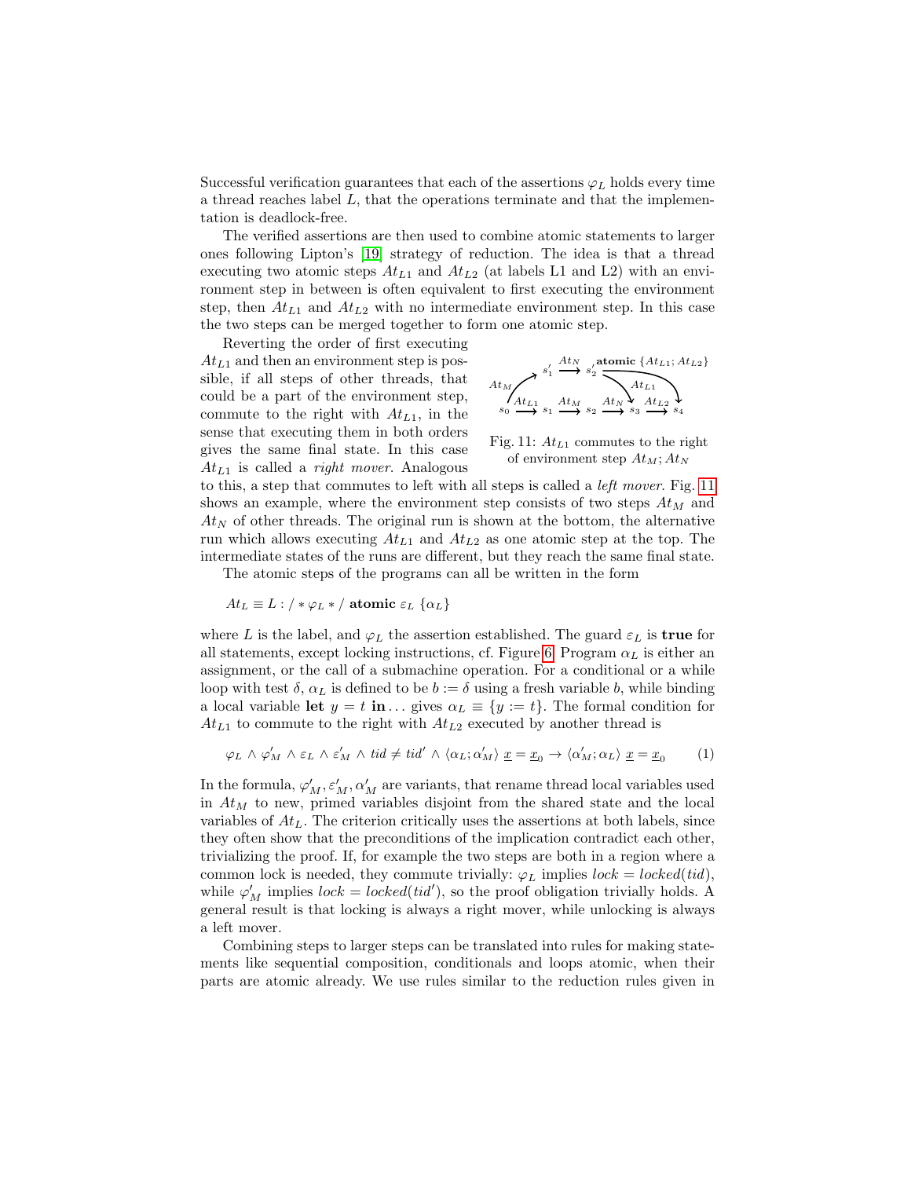Successful verification guarantees that each of the assertions $\varphi_L$ holds every time a thread reaches label $L$, that the operations terminate and that the implementation is deadlock-free.

The verified assertions are then used to combine atomic statements to larger ones following Lipton's [19] strategy of reduction. The idea is that a thread executing two atomic steps $At_{L1}$ and $At_{L2}$ (at labels L1 and L2) with an environment step in between is often equivalent to first executing the environment step, then $At_{L1}$ and $At_{L2}$ with no intermediate environment step. In this case the two steps can be merged together to form one atomic step.

Reverting the order of first executing $At_{L1}$ and then an environment step is possible, if all steps of other threads, that could be a part of the environment step, commute to the right with $At_{L1}$, in the sense that executing them in both orders gives the same final state. In this case $At_{L1}$ is called a *right mover*. Analogous to this, a step that commutes to left with all steps is called a *left mover*. Fig. 11 shows an example, where the environment step consists of two steps $At_M$ and $At_N$ of other threads. The original run is shown at the bottom, the alternative run which allows executing $At_{L1}$ and $At_{L2}$ as one atomic step at the top. The intermediate states of the runs are different, but they reach the same final state.

Fig. 11: $At_{L1}$ commutes to the right of environment step $At_M; At_N$

The atomic steps of the programs can all be written in the form

$$At_L \equiv L : /*\, \varphi_L \,*/ \ \textbf{atomic}\ \varepsilon_L\ \{\alpha_L\}$$

where $L$ is the label, and $\varphi_L$ the assertion established. The guard $\varepsilon_L$ is **true** for all statements, except locking instructions, cf. Figure 6. Program $\alpha_L$ is either an assignment, or the call of a submachine operation. For a conditional or a while loop with test $\delta$, $\alpha_L$ is defined to be $b := \delta$ using a fresh variable $b$, while binding a local variable **let** $y = t$ **in**... gives $\alpha_L \equiv \{y := t\}$. The formal condition for $At_{L1}$ to commute to the right with $At_{L2}$ executed by another thread is

$$\varphi_L \wedge \varphi'_M \wedge \varepsilon_L \wedge \varepsilon'_M \wedge tid \neq tid' \wedge \langle \alpha_L; \alpha'_M \rangle\ \underline{x} = \underline{x}_0 \rightarrow \langle \alpha'_M; \alpha_L \rangle\ \underline{x} = \underline{x}_0 \qquad (1)$$

In the formula, $\varphi'_M, \varepsilon'_M, \alpha'_M$ are variants, that rename thread local variables used in $At_M$ to new, primed variables disjoint from the shared state and the local variables of $At_L$. The criterion critically uses the assertions at both labels, since they often show that the preconditions of the implication contradict each other, trivializing the proof. If, for example the two steps are both in a region where a common lock is needed, they commute trivially: $\varphi_L$ implies $lock = locked(tid)$, while $\varphi'_M$ implies $lock = locked(tid')$, so the proof obligation trivially holds. A general result is that locking is always a right mover, while unlocking is always a left mover.

Combining steps to larger steps can be translated into rules for making statements like sequential composition, conditionals and loops atomic, when their parts are atomic already. We use rules similar to the reduction rules given in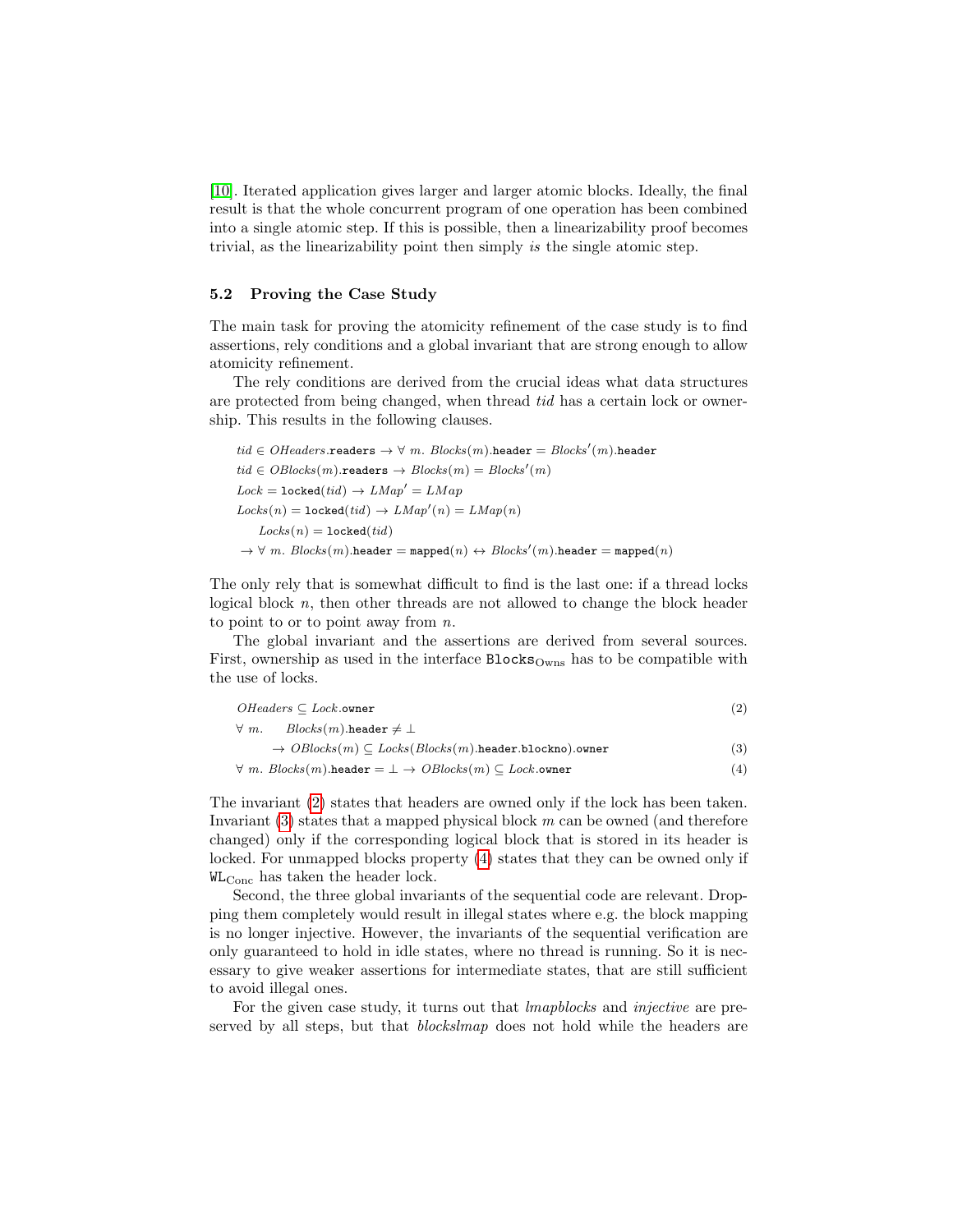[10]. Iterated application gives larger and larger atomic blocks. Ideally, the final result is that the whole concurrent program of one operation has been combined into a single atomic step. If this is possible, then a linearizability proof becomes trivial, as the linearizability point then simply *is* the single atomic step.

### 5.2 Proving the Case Study

The main task for proving the atomicity refinement of the case study is to find assertions, rely conditions and a global invariant that are strong enough to allow atomicity refinement.

The rely conditions are derived from the crucial ideas what data structures are protected from being changed, when thread *tid* has a certain lock or ownership. This results in the following clauses.

$$
\begin{aligned}
&tid \in OHeaders.\mathtt{readers} \rightarrow \forall\, m.\ Blocks(m).\mathtt{header} = Blocks'(m).\mathtt{header}\\
&tid \in OBlocks(m).\mathtt{readers} \rightarrow Blocks(m) = Blocks'(m)\\
&Lock = \mathtt{locked}(tid) \rightarrow LMap' = LMap\\
&Locks(n) = \mathtt{locked}(tid) \rightarrow LMap'(n) = LMap(n)\\
&\quad Locks(n) = \mathtt{locked}(tid)\\
&\rightarrow \forall\, m.\ Blocks(m).\mathtt{header} = \mathtt{mapped}(n) \leftrightarrow Blocks'(m).\mathtt{header} = \mathtt{mapped}(n)
\end{aligned}
$$

The only rely that is somewhat difficult to find is the last one: if a thread locks logical block $n$, then other threads are not allowed to change the block header to point to or to point away from $n$.

The global invariant and the assertions are derived from several sources. First, ownership as used in the interface $\mathtt{Blocks}_{\mathrm{Owns}}$ has to be compatible with the use of locks.

$$OHeaders \subseteq Lock.\mathtt{owner} \tag{2}$$

$$\forall\, m.\quad Blocks(m).\mathtt{header} \neq \bot \rightarrow OBlocks(m) \subseteq Locks(Blocks(m).\mathtt{header}.\mathtt{blockno}).\mathtt{owner} \tag{3}$$

$$\forall\, m.\ Blocks(m).\mathtt{header} = \bot \rightarrow OBlocks(m) \subseteq Lock.\mathtt{owner} \tag{4}$$

The invariant (2) states that headers are owned only if the lock has been taken. Invariant (3) states that a mapped physical block $m$ can be owned (and therefore changed) only if the corresponding logical block that is stored in its header is locked. For unmapped blocks property (4) states that they can be owned only if $\mathtt{WL}_{\mathrm{Conc}}$ has taken the header lock.

Second, the three global invariants of the sequential code are relevant. Dropping them completely would result in illegal states where e.g. the block mapping is no longer injective. However, the invariants of the sequential verification are only guaranteed to hold in idle states, where no thread is running. So it is necessary to give weaker assertions for intermediate states, that are still sufficient to avoid illegal ones.

For the given case study, it turns out that *lmapblocks* and *injective* are preserved by all steps, but that *blockslmap* does not hold while the headers are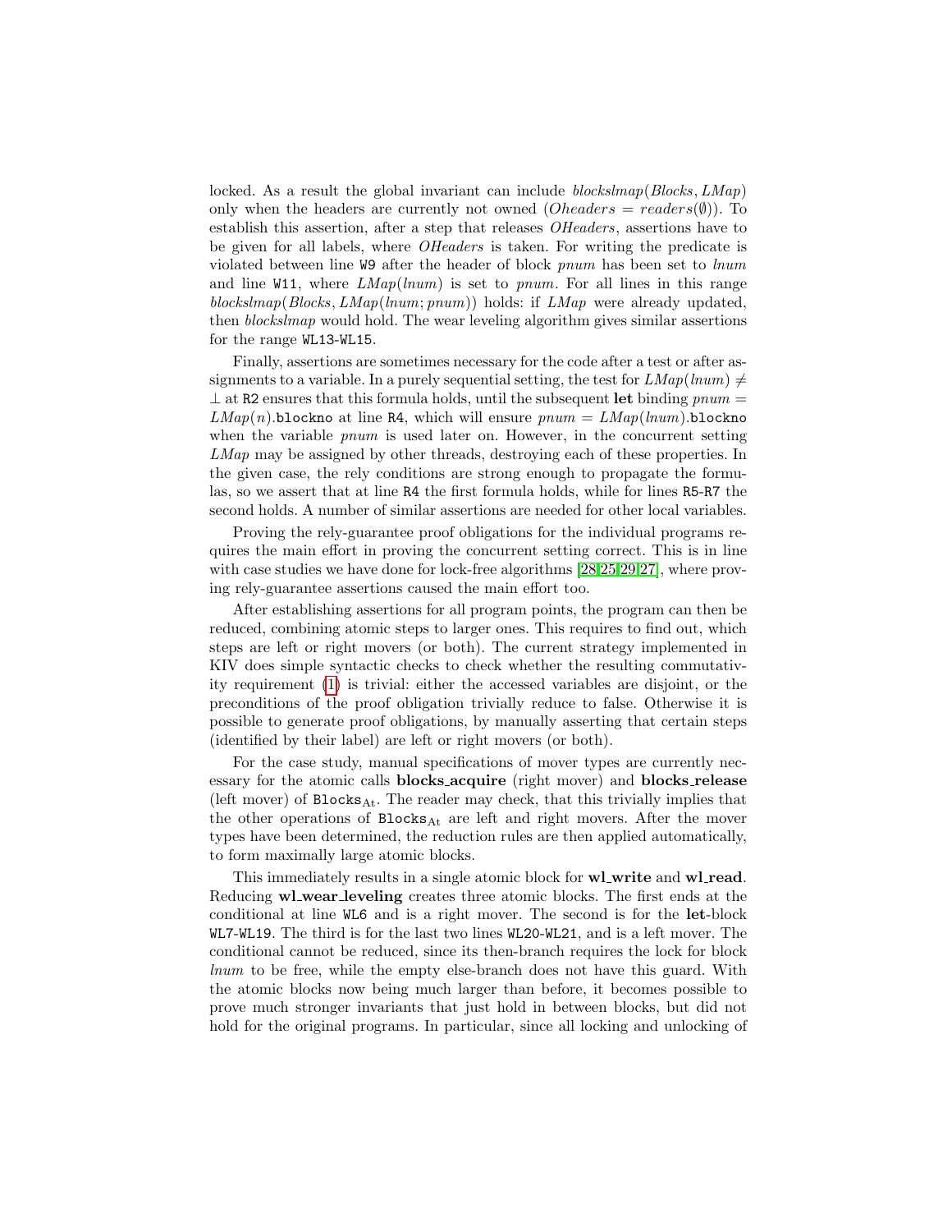locked. As a result the global invariant can include $blockslmap(Blocks, LMap)$ only when the headers are currently not owned ($Oheaders = readers(\emptyset)$). To establish this assertion, after a step that releases $OHeaders$, assertions have to be given for all labels, where $OHeaders$ is taken. For writing the predicate is violated between line `W9` after the header of block $pnum$ has been set to $lnum$ and line `W11`, where $LMap(lnum)$ is set to $pnum$. For all lines in this range $blockslmap(Blocks, LMap(lnum; pnum))$ holds: if $LMap$ were already updated, then $blockslmap$ would hold. The wear leveling algorithm gives similar assertions for the range `WL13`-`WL15`.

Finally, assertions are sometimes necessary for the code after a test or after assignments to a variable. In a purely sequential setting, the test for $LMap(lnum) \neq \perp$ at `R2` ensures that this formula holds, until the subsequent **let** binding $pnum = LMap(n)$.`blockno` at line `R4`, which will ensure $pnum = LMap(lnum)$.`blockno` when the variable $pnum$ is used later on. However, in the concurrent setting $LMap$ may be assigned by other threads, destroying each of these properties. In the given case, the rely conditions are strong enough to propagate the formulas, so we assert that at line `R4` the first formula holds, while for lines `R5`-`R7` the second holds. A number of similar assertions are needed for other local variables.

Proving the rely-guarantee proof obligations for the individual programs requires the main effort in proving the concurrent setting correct. This is in line with case studies we have done for lock-free algorithms [28,25,29,27], where proving rely-guarantee assertions caused the main effort too.

After establishing assertions for all program points, the program can then be reduced, combining atomic steps to larger ones. This requires to find out, which steps are left or right movers (or both). The current strategy implemented in KIV does simple syntactic checks to check whether the resulting commutativity requirement (1) is trivial: either the accessed variables are disjoint, or the preconditions of the proof obligation trivially reduce to false. Otherwise it is possible to generate proof obligations, by manually asserting that certain steps (identified by their label) are left or right movers (or both).

For the case study, manual specifications of mover types are currently necessary for the atomic calls **blocks_acquire** (right mover) and **blocks_release** (left mover) of $\texttt{Blocks}_{\mathrm{At}}$. The reader may check, that this trivially implies that the other operations of $\texttt{Blocks}_{\mathrm{At}}$ are left and right movers. After the mover types have been determined, the reduction rules are then applied automatically, to form maximally large atomic blocks.

This immediately results in a single atomic block for **wl_write** and **wl_read**. Reducing **wl_wear_leveling** creates three atomic blocks. The first ends at the conditional at line `WL6` and is a right mover. The second is for the **let**-block `WL7`-`WL19`. The third is for the last two lines `WL20`-`WL21`, and is a left mover. The conditional cannot be reduced, since its then-branch requires the lock for block $lnum$ to be free, while the empty else-branch does not have this guard. With the atomic blocks now being much larger than before, it becomes possible to prove much stronger invariants that just hold in between blocks, but did not hold for the original programs. In particular, since all locking and unlocking of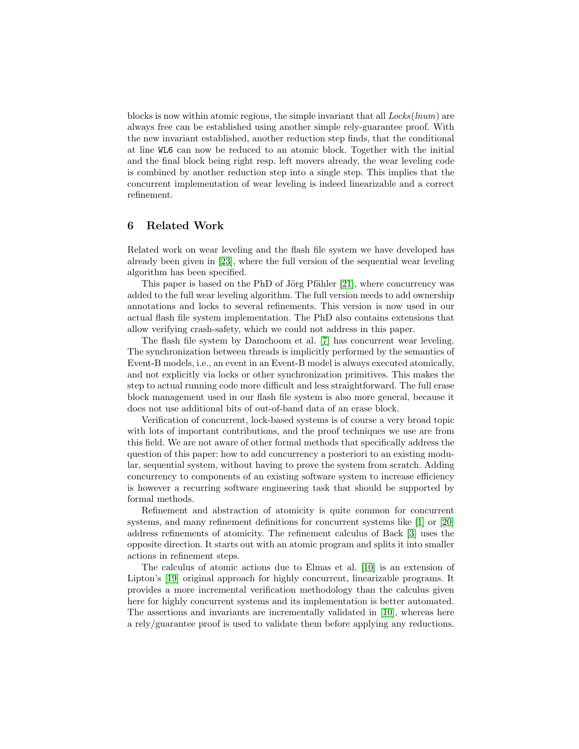blocks is now within atomic regions, the simple invariant that all $Locks(lnum)$ are always free can be established using another simple rely-guarantee proof. With the new invariant established, another reduction step finds, that the conditional at line `WL6` can now be reduced to an atomic block. Together with the initial and the final block being right resp. left movers already, the wear leveling code is combined by another reduction step into a single step. This implies that the concurrent implementation of wear leveling is indeed linearizable and a correct refinement.

## 6 Related Work

Related work on wear leveling and the flash file system we have developed has already been given in [23], where the full version of the sequential wear leveling algorithm has been specified.

This paper is based on the PhD of Jörg Pfähler [21], where concurrency was added to the full wear leveling algorithm. The full version needs to add ownership annotations and locks to several refinements. This version is now used in our actual flash file system implementation. The PhD also contains extensions that allow verifying crash-safety, which we could not address in this paper.

The flash file system by Damchoom et al. [7] has concurrent wear leveling. The synchronization between threads is implicitly performed by the semantics of Event-B models, i.e., an event in an Event-B model is always executed atomically, and not explicitly via locks or other synchronization primitives. This makes the step to actual running code more difficult and less straightforward. The full erase block management used in our flash file system is also more general, because it does not use additional bits of out-of-band data of an erase block.

Verification of concurrent, lock-based systems is of course a very broad topic with lots of important contributions, and the proof techniques we use are from this field. We are not aware of other formal methods that specifically address the question of this paper: how to add concurrency a posteriori to an existing modular, sequential system, without having to prove the system from scratch. Adding concurrency to components of an existing software system to increase efficiency is however a recurring software engineering task that should be supported by formal methods.

Refinement and abstraction of atomicity is quite common for concurrent systems, and many refinement definitions for concurrent systems like [1] or [20] address refinements of atomicity. The refinement calculus of Back [3] uses the opposite direction. It starts out with an atomic program and splits it into smaller actions in refinement steps.

The calculus of atomic actions due to Elmas et al. [10] is an extension of Lipton's [19] original approach for highly concurrent, linearizable programs. It provides a more incremental verification methodology than the calculus given here for highly concurrent systems and its implementation is better automated. The assertions and invariants are incrementally validated in [10], whereas here a rely/guarantee proof is used to validate them before applying any reductions.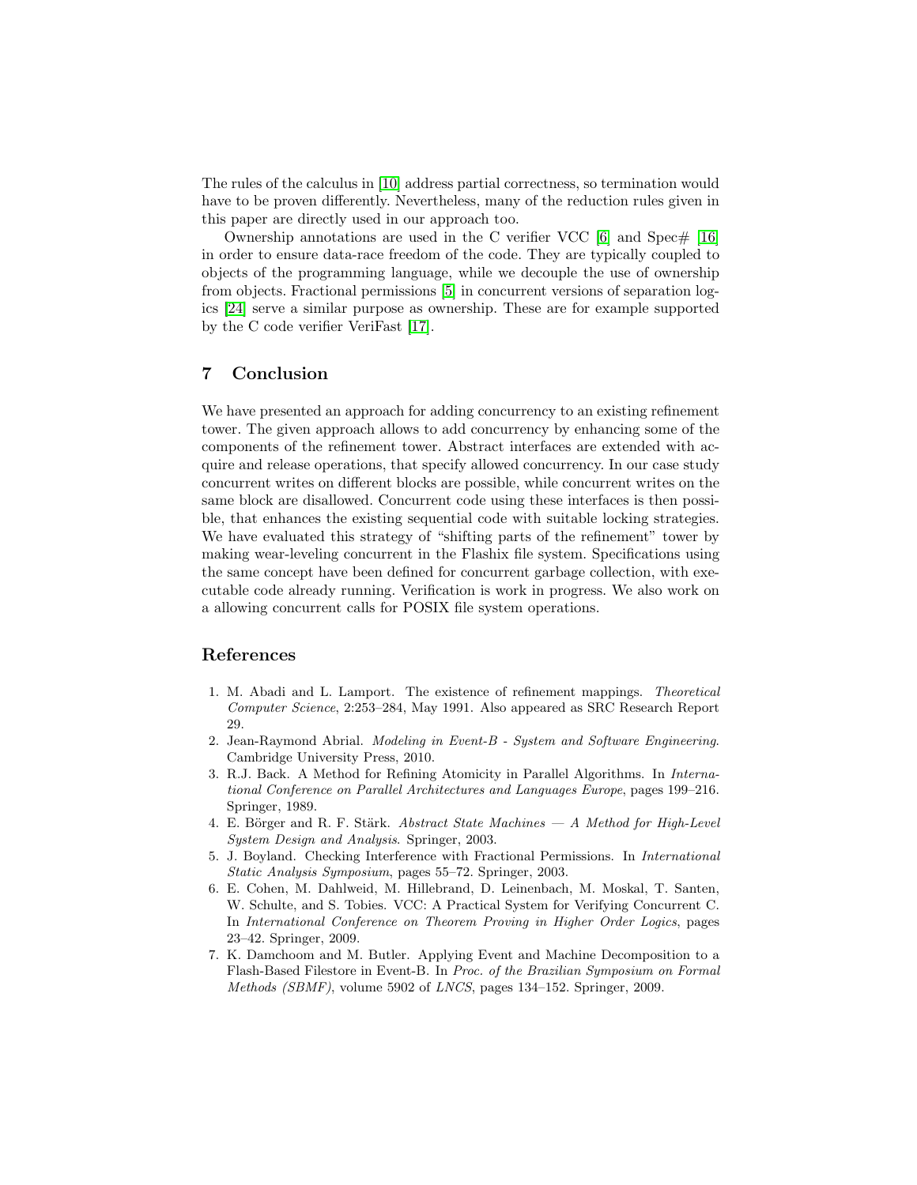The rules of the calculus in [10] address partial correctness, so termination would have to be proven differently. Nevertheless, many of the reduction rules given in this paper are directly used in our approach too.

Ownership annotations are used in the C verifier VCC [6] and Spec# [16] in order to ensure data-race freedom of the code. They are typically coupled to objects of the programming language, while we decouple the use of ownership from objects. Fractional permissions [5] in concurrent versions of separation logics [24] serve a similar purpose as ownership. These are for example supported by the C code verifier VeriFast [17].

## 7 Conclusion

We have presented an approach for adding concurrency to an existing refinement tower. The given approach allows to add concurrency by enhancing some of the components of the refinement tower. Abstract interfaces are extended with acquire and release operations, that specify allowed concurrency. In our case study concurrent writes on different blocks are possible, while concurrent writes on the same block are disallowed. Concurrent code using these interfaces is then possible, that enhances the existing sequential code with suitable locking strategies. We have evaluated this strategy of "shifting parts of the refinement" tower by making wear-leveling concurrent in the Flashix file system. Specifications using the same concept have been defined for concurrent garbage collection, with executable code already running. Verification is work in progress. We also work on a allowing concurrent calls for POSIX file system operations.

## References

1. M. Abadi and L. Lamport. The existence of refinement mappings. *Theoretical Computer Science*, 2:253–284, May 1991. Also appeared as SRC Research Report 29.
2. Jean-Raymond Abrial. *Modeling in Event-B - System and Software Engineering*. Cambridge University Press, 2010.
3. R.J. Back. A Method for Refining Atomicity in Parallel Algorithms. In *International Conference on Parallel Architectures and Languages Europe*, pages 199–216. Springer, 1989.
4. E. Börger and R. F. Stärk. *Abstract State Machines — A Method for High-Level System Design and Analysis*. Springer, 2003.
5. J. Boyland. Checking Interference with Fractional Permissions. In *International Static Analysis Symposium*, pages 55–72. Springer, 2003.
6. E. Cohen, M. Dahlweid, M. Hillebrand, D. Leinenbach, M. Moskal, T. Santen, W. Schulte, and S. Tobies. VCC: A Practical System for Verifying Concurrent C. In *International Conference on Theorem Proving in Higher Order Logics*, pages 23–42. Springer, 2009.
7. K. Damchoom and M. Butler. Applying Event and Machine Decomposition to a Flash-Based Filestore in Event-B. In *Proc. of the Brazilian Symposium on Formal Methods (SBMF)*, volume 5902 of *LNCS*, pages 134–152. Springer, 2009.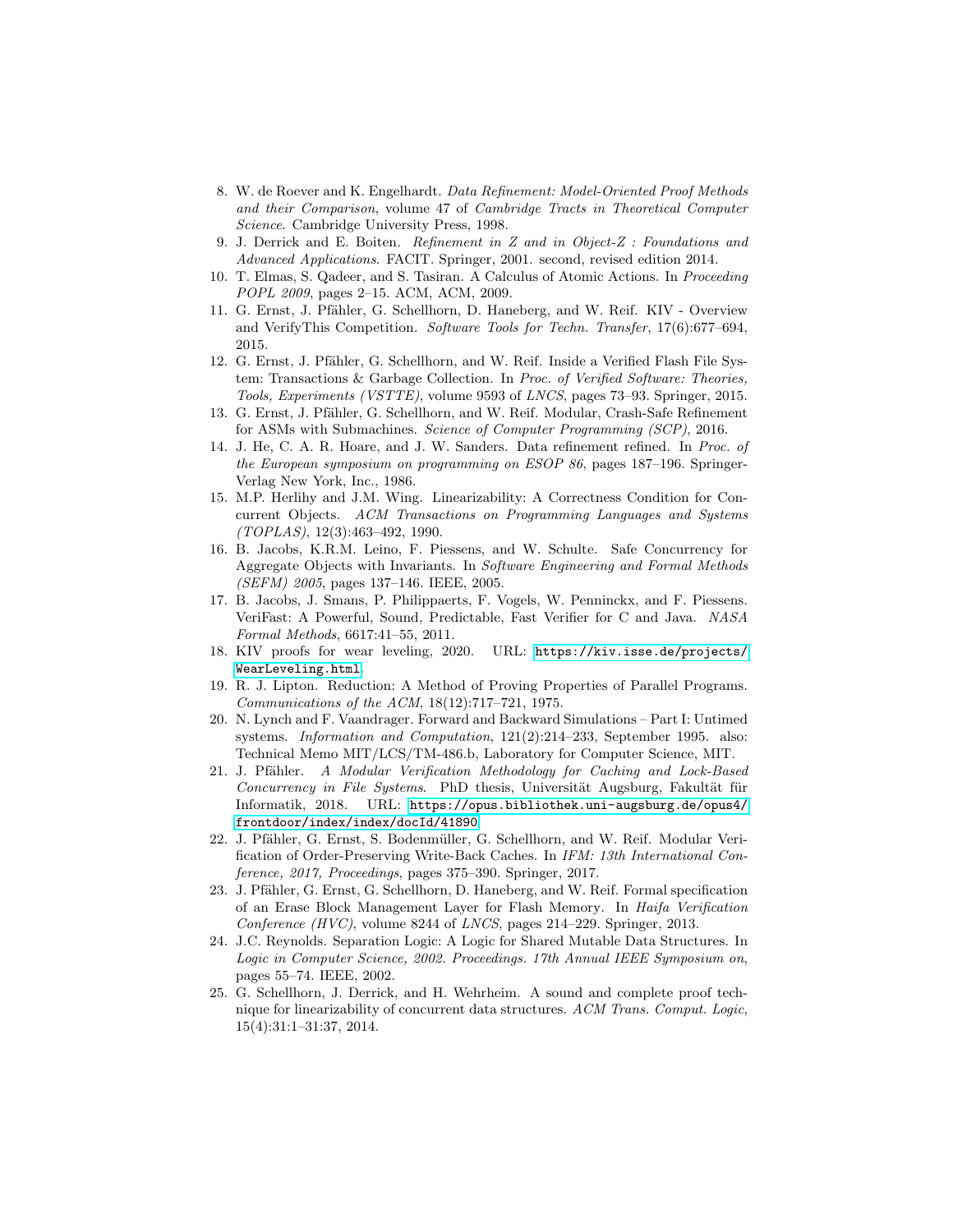8. W. de Roever and K. Engelhardt. *Data Refinement: Model-Oriented Proof Methods and their Comparison*, volume 47 of *Cambridge Tracts in Theoretical Computer Science*. Cambridge University Press, 1998.
9. J. Derrick and E. Boiten. *Refinement in Z and in Object-Z : Foundations and Advanced Applications*. FACIT. Springer, 2001. second, revised edition 2014.
10. T. Elmas, S. Qadeer, and S. Tasiran. A Calculus of Atomic Actions. In *Proceeding POPL 2009*, pages 2–15. ACM, ACM, 2009.
11. G. Ernst, J. Pfähler, G. Schellhorn, D. Haneberg, and W. Reif. KIV - Overview and VerifyThis Competition. *Software Tools for Techn. Transfer*, 17(6):677–694, 2015.
12. G. Ernst, J. Pfähler, G. Schellhorn, and W. Reif. Inside a Verified Flash File System: Transactions & Garbage Collection. In *Proc. of Verified Software: Theories, Tools, Experiments (VSTTE)*, volume 9593 of *LNCS*, pages 73–93. Springer, 2015.
13. G. Ernst, J. Pfähler, G. Schellhorn, and W. Reif. Modular, Crash-Safe Refinement for ASMs with Submachines. *Science of Computer Programming (SCP)*, 2016.
14. J. He, C. A. R. Hoare, and J. W. Sanders. Data refinement refined. In *Proc. of the European symposium on programming on ESOP 86*, pages 187–196. Springer-Verlag New York, Inc., 1986.
15. M.P. Herlihy and J.M. Wing. Linearizability: A Correctness Condition for Concurrent Objects. *ACM Transactions on Programming Languages and Systems (TOPLAS)*, 12(3):463–492, 1990.
16. B. Jacobs, K.R.M. Leino, F. Piessens, and W. Schulte. Safe Concurrency for Aggregate Objects with Invariants. In *Software Engineering and Formal Methods (SEFM) 2005*, pages 137–146. IEEE, 2005.
17. B. Jacobs, J. Smans, P. Philippaerts, F. Vogels, W. Penninckx, and F. Piessens. VeriFast: A Powerful, Sound, Predictable, Fast Verifier for C and Java. *NASA Formal Methods*, 6617:41–55, 2011.
18. KIV proofs for wear leveling, 2020. URL: https://kiv.isse.de/projects/WearLeveling.html.
19. R. J. Lipton. Reduction: A Method of Proving Properties of Parallel Programs. *Communications of the ACM*, 18(12):717–721, 1975.
20. N. Lynch and F. Vaandrager. Forward and Backward Simulations – Part I: Untimed systems. *Information and Computation*, 121(2):214–233, September 1995. also: Technical Memo MIT/LCS/TM-486.b, Laboratory for Computer Science, MIT.
21. J. Pfähler. *A Modular Verification Methodology for Caching and Lock-Based Concurrency in File Systems*. PhD thesis, Universität Augsburg, Fakultät für Informatik, 2018. URL: https://opus.bibliothek.uni-augsburg.de/opus4/frontdoor/index/index/docId/41890.
22. J. Pfähler, G. Ernst, S. Bodenmüller, G. Schellhorn, and W. Reif. Modular Verification of Order-Preserving Write-Back Caches. In *IFM: 13th International Conference, 2017, Proceedings*, pages 375–390. Springer, 2017.
23. J. Pfähler, G. Ernst, G. Schellhorn, D. Haneberg, and W. Reif. Formal specification of an Erase Block Management Layer for Flash Memory. In *Haifa Verification Conference (HVC)*, volume 8244 of *LNCS*, pages 214–229. Springer, 2013.
24. J.C. Reynolds. Separation Logic: A Logic for Shared Mutable Data Structures. In *Logic in Computer Science, 2002. Proceedings. 17th Annual IEEE Symposium on*, pages 55–74. IEEE, 2002.
25. G. Schellhorn, J. Derrick, and H. Wehrheim. A sound and complete proof technique for linearizability of concurrent data structures. *ACM Trans. Comput. Logic*, 15(4):31:1–31:37, 2014.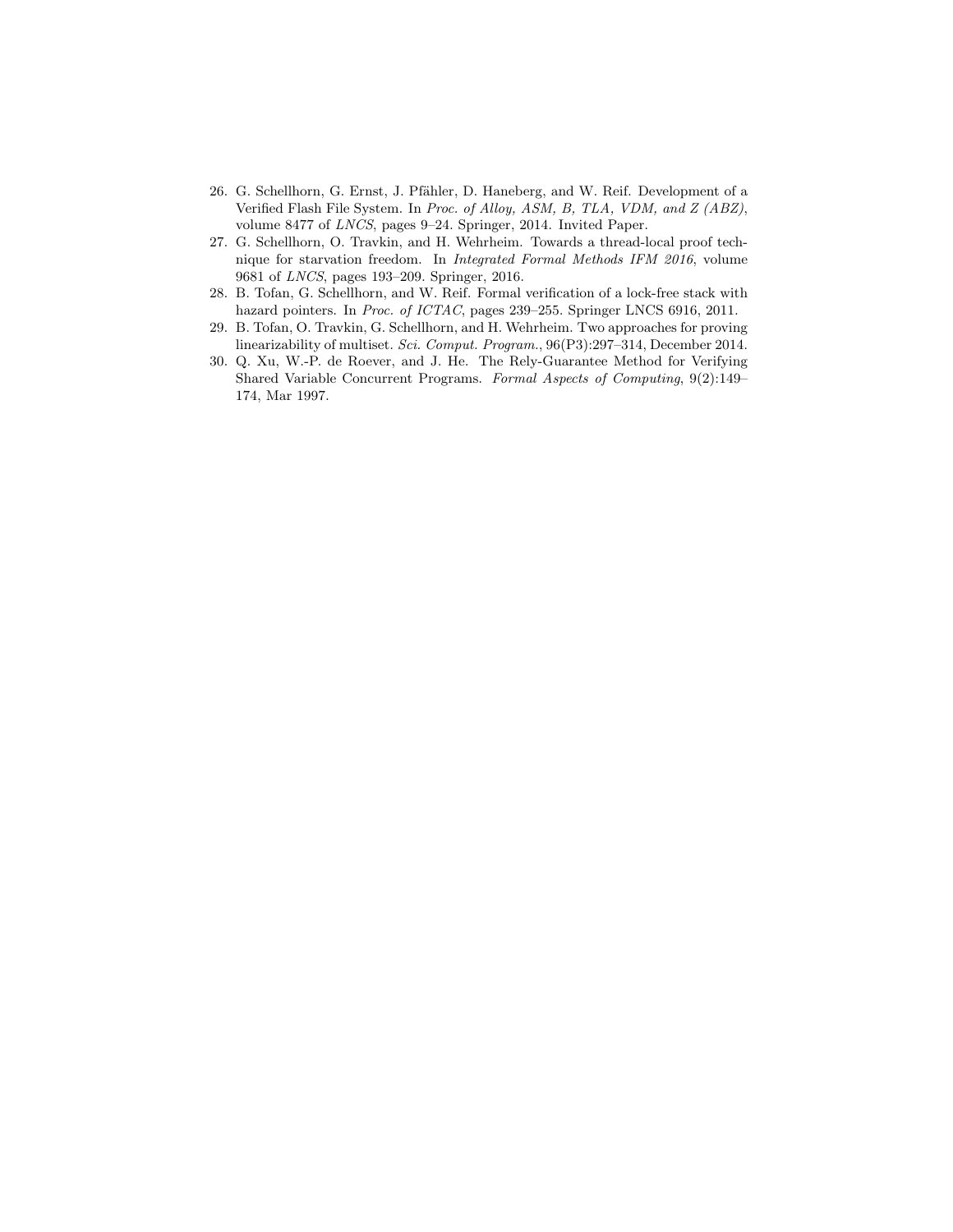26. G. Schellhorn, G. Ernst, J. Pfähler, D. Haneberg, and W. Reif. Development of a Verified Flash File System. In *Proc. of Alloy, ASM, B, TLA, VDM, and Z (ABZ)*, volume 8477 of *LNCS*, pages 9–24. Springer, 2014. Invited Paper.
27. G. Schellhorn, O. Travkin, and H. Wehrheim. Towards a thread-local proof technique for starvation freedom. In *Integrated Formal Methods IFM 2016*, volume 9681 of *LNCS*, pages 193–209. Springer, 2016.
28. B. Tofan, G. Schellhorn, and W. Reif. Formal verification of a lock-free stack with hazard pointers. In *Proc. of ICTAC*, pages 239–255. Springer LNCS 6916, 2011.
29. B. Tofan, O. Travkin, G. Schellhorn, and H. Wehrheim. Two approaches for proving linearizability of multiset. *Sci. Comput. Program.*, 96(P3):297–314, December 2014.
30. Q. Xu, W.-P. de Roever, and J. He. The Rely-Guarantee Method for Verifying Shared Variable Concurrent Programs. *Formal Aspects of Computing*, 9(2):149–174, Mar 1997.